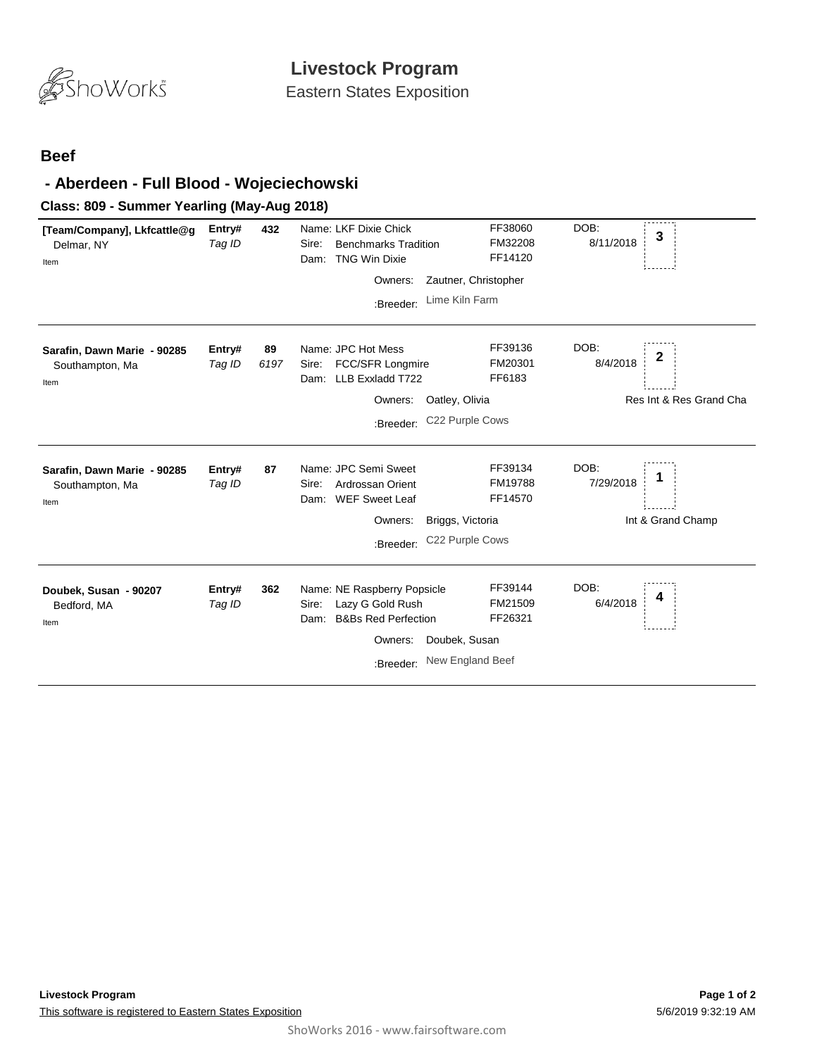# Livestock Program

Eastern States Exposition

## Beef

## - Aberdeen - Full Blood - Wojeciechowski

### Class: 809 - Summer Yearling (May-Aug 2018)

| Exhibitor | Entry# / Tag ID | Animal | Registration | DOB | Placing |
|---|---|---|---|---|---|
| **[Team/Company], Lkfcattle@g** Delmar, NY Item | **Entry#** 432 *Tag ID* | Name: LKF Dixie Chick<br>Sire: Benchmarks Tradition<br>Dam: TNG Win Dixie<br>Owners: Zautner, Christopher<br>:Breeder: Lime Kiln Farm | FF38060<br>FM32208<br>FF14120 | DOB: 8/11/2018 | 3 |
| **Sarafin, Dawn Marie - 90285** Southampton, Ma Item | **Entry#** 89 *Tag ID* 6197 | Name: JPC Hot Mess<br>Sire: FCC/SFR Longmire<br>Dam: LLB Exxladd T722<br>Owners: Oatley, Olivia<br>:Breeder: C22 Purple Cows | FF39136<br>FM20301<br>FF6183 | DOB: 8/4/2018 | 2<br>Res Int & Res Grand Cha |
| **Sarafin, Dawn Marie - 90285** Southampton, Ma Item | **Entry#** 87 *Tag ID* | Name: JPC Semi Sweet<br>Sire: Ardrossan Orient<br>Dam: WEF Sweet Leaf<br>Owners: Briggs, Victoria<br>:Breeder: C22 Purple Cows | FF39134<br>FM19788<br>FF14570 | DOB: 7/29/2018 | 1<br>Int & Grand Champ |
| **Doubek, Susan - 90207** Bedford, MA Item | **Entry#** 362 *Tag ID* | Name: NE Raspberry Popsicle<br>Sire: Lazy G Gold Rush<br>Dam: B&Bs Red Perfection<br>Owners: Doubek, Susan<br>:Breeder: New England Beef | FF39144<br>FM21509<br>FF26321 | DOB: 6/4/2018 | 4 |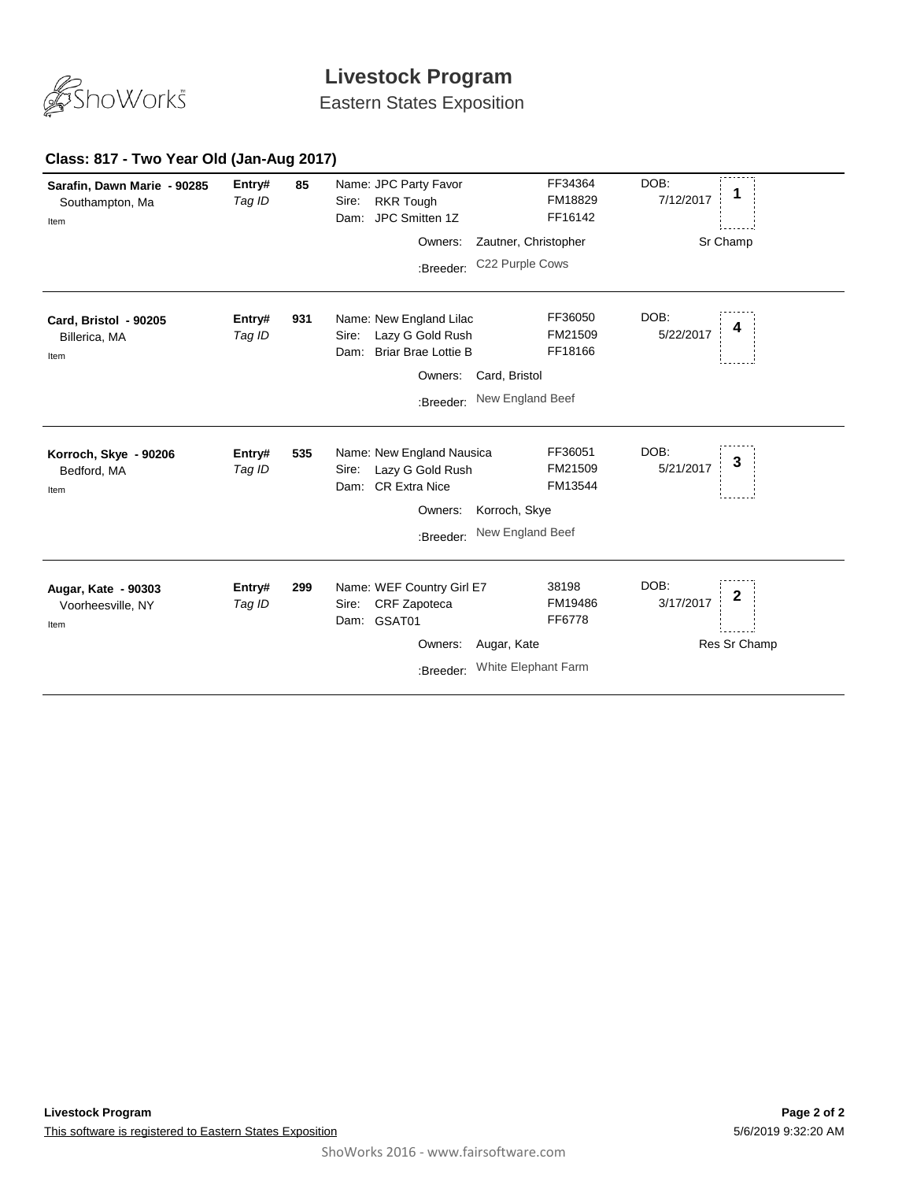## Class: 817 - Two Year Old (Jan-Aug 2017)

**Sarafin, Dawn Marie - 90285**
Southampton, Ma
Item

**Entry#** 85
*Tag ID*

Name: JPC Party Favor — FF34364
Sire: RKR Tough — FM18829
Dam: JPC Smitten 1Z — FF16142
Owners: Zautner, Christopher
:Breeder: C22 Purple Cows

DOB: 7/12/2017
**1**
Sr Champ

---

**Card, Bristol - 90205**
Billerica, MA
Item

**Entry#** 931
*Tag ID*

Name: New England Lilac — FF36050
Sire: Lazy G Gold Rush — FM21509
Dam: Briar Brae Lottie B — FF18166
Owners: Card, Bristol
:Breeder: New England Beef

DOB: 5/22/2017
**4**

---

**Korroch, Skye - 90206**
Bedford, MA
Item

**Entry#** 535
*Tag ID*

Name: New England Nausica — FF36051
Sire: Lazy G Gold Rush — FM21509
Dam: CR Extra Nice — FM13544
Owners: Korroch, Skye
:Breeder: New England Beef

DOB: 5/21/2017
**3**

---

**Augar, Kate - 90303**
Voorheesville, NY
Item

**Entry#** 299
*Tag ID*

Name: WEF Country Girl E7 — 38198
Sire: CRF Zapoteca — FM19486
Dam: GSAT01 — FF6778
Owners: Augar, Kate
:Breeder: White Elephant Farm

DOB: 3/17/2017
**2**
Res Sr Champ

---

**Livestock Program**
This software is registered to Eastern States Exposition
5/6/2019 9:32:20 AM